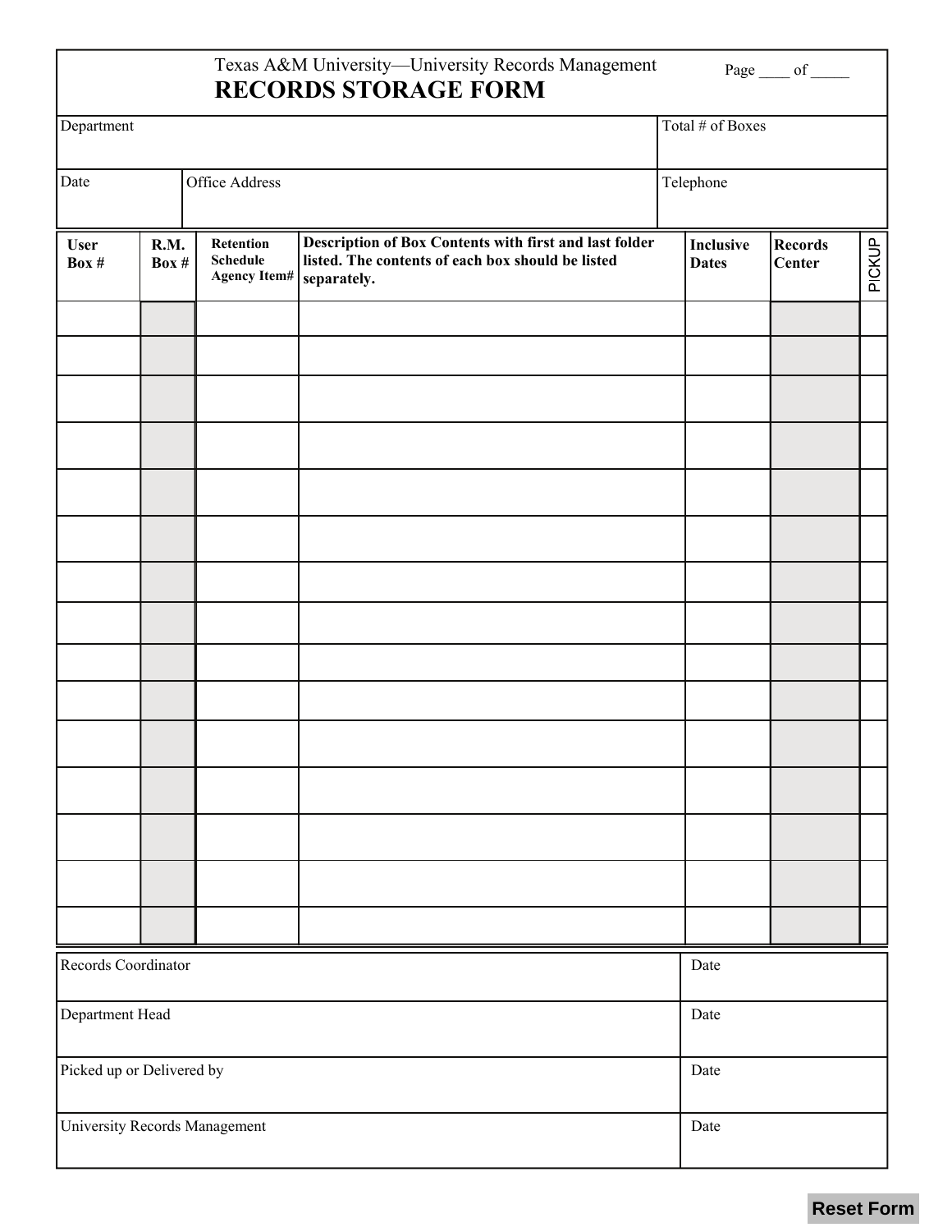Texas A&M University—University Records Management

# RECORDS STORAGE FORM

Page ____ of _____

| Department | | Total # of Boxes |
|---|---|---|
| | | |

| Date | Office Address | Telephone |
|---|---|---|
| | | |

| User Box # | R.M. Box # | Retention Schedule Agency Item# | Description of Box Contents with first and last folder listed. The contents of each box should be listed separately. | Inclusive Dates | Records Center | PICKUP |
|---|---|---|---|---|---|---|
| | | | | | | |
| | | | | | | |
| | | | | | | |
| | | | | | | |
| | | | | | | |
| | | | | | | |
| | | | | | | |
| | | | | | | |
| | | | | | | |
| | | | | | | |
| | | | | | | |
| | | | | | | |
| | | | | | | |
| | | | | | | |
| | | | | | | |

| Records Coordinator | Date |
|---|---|
| Department Head | Date |
| Picked up or Delivered by | Date |
| University Records Management | Date |

Reset Form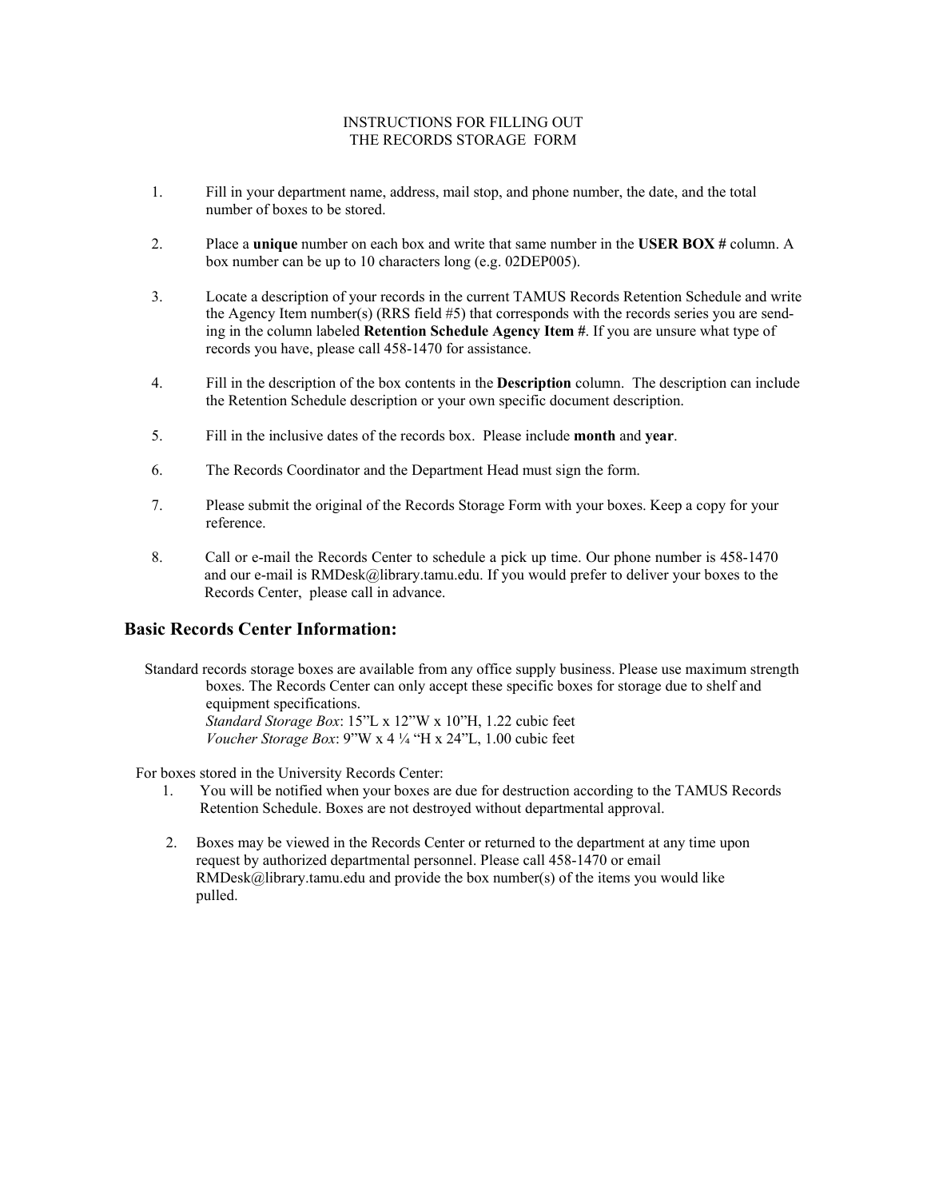INSTRUCTIONS FOR FILLING OUT
THE RECORDS STORAGE FORM

1. Fill in your department name, address, mail stop, and phone number, the date, and the total number of boxes to be stored.

2. Place a **unique** number on each box and write that same number in the **USER BOX #** column. A box number can be up to 10 characters long (e.g. 02DEP005).

3. Locate a description of your records in the current TAMUS Records Retention Schedule and write the Agency Item number(s) (RRS field #5) that corresponds with the records series you are sending in the column labeled **Retention Schedule Agency Item #**. If you are unsure what type of records you have, please call 458-1470 for assistance.

4. Fill in the description of the box contents in the **Description** column. The description can include the Retention Schedule description or your own specific document description.

5. Fill in the inclusive dates of the records box. Please include **month** and **year**.

6. The Records Coordinator and the Department Head must sign the form.

7. Please submit the original of the Records Storage Form with your boxes. Keep a copy for your reference.

8. Call or e-mail the Records Center to schedule a pick up time. Our phone number is 458-1470 and our e-mail is RMDesk@library.tamu.edu. If you would prefer to deliver your boxes to the Records Center, please call in advance.

## Basic Records Center Information:

Standard records storage boxes are available from any office supply business. Please use maximum strength boxes. The Records Center can only accept these specific boxes for storage due to shelf and equipment specifications.
*Standard Storage Box*: 15"L x 12"W x 10"H, 1.22 cubic feet
*Voucher Storage Box*: 9"W x 4 ¼ "H x 24"L, 1.00 cubic feet

For boxes stored in the University Records Center:

1. You will be notified when your boxes are due for destruction according to the TAMUS Records Retention Schedule. Boxes are not destroyed without departmental approval.

2. Boxes may be viewed in the Records Center or returned to the department at any time upon request by authorized departmental personnel. Please call 458-1470 or email RMDesk@library.tamu.edu and provide the box number(s) of the items you would like pulled.